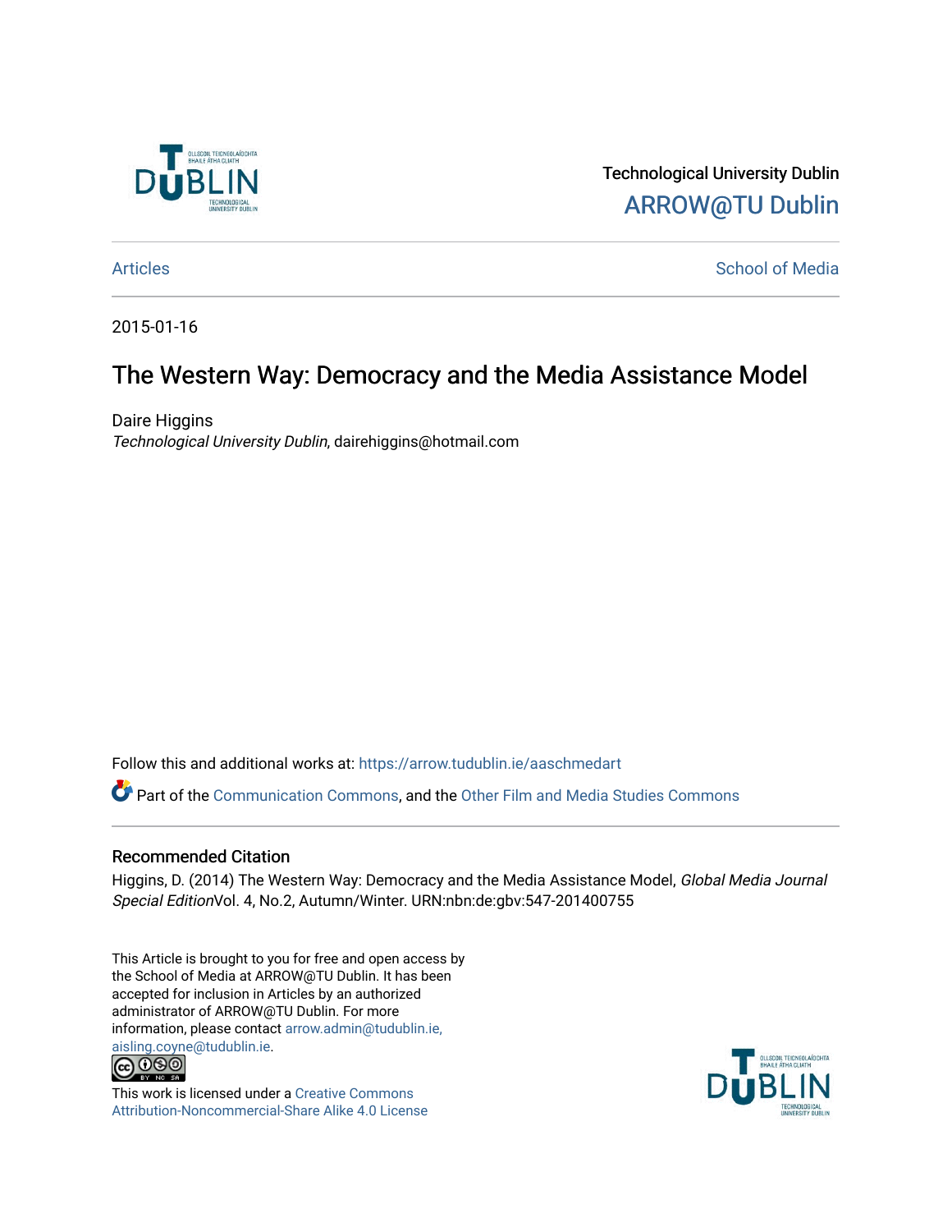Technological University Dublin

ARROW@TU Dublin

Articles

School of Media

2015-01-16

# The Western Way: Democracy and the Media Assistance Model

Daire Higgins

*Technological University Dublin*, dairehiggins@hotmail.com

Follow this and additional works at: https://arrow.tudublin.ie/aaschmedart

Part of the Communication Commons, and the Other Film and Media Studies Commons

## Recommended Citation

Higgins, D. (2014) The Western Way: Democracy and the Media Assistance Model, *Global Media Journal Special Edition*Vol. 4, No.2, Autumn/Winter. URN:nbn:de:gbv:547-201400755

This Article is brought to you for free and open access by the School of Media at ARROW@TU Dublin. It has been accepted for inclusion in Articles by an authorized administrator of ARROW@TU Dublin. For more information, please contact arrow.admin@tudublin.ie, aisling.coyne@tudublin.ie.

This work is licensed under a Creative Commons Attribution-Noncommercial-Share Alike 4.0 License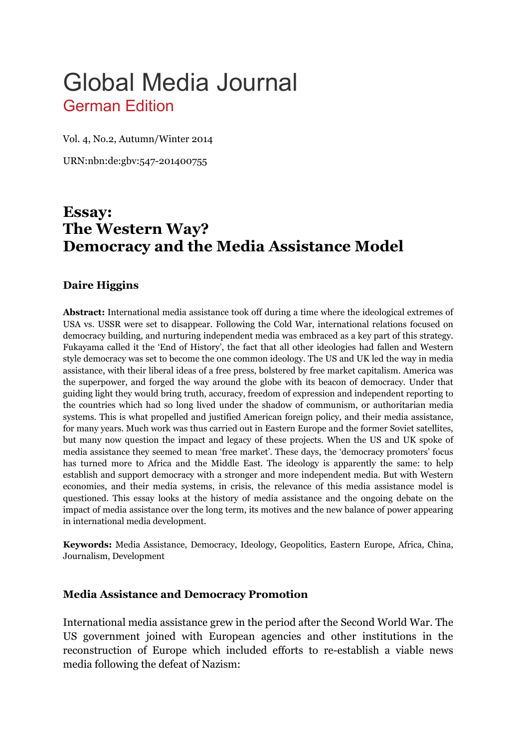# Global Media Journal

## German Edition

Vol. 4, No.2, Autumn/Winter 2014

URN:nbn:de:gbv:547-201400755

## Essay: The Western Way? Democracy and the Media Assistance Model

### Daire Higgins

**Abstract:** International media assistance took off during a time where the ideological extremes of USA vs. USSR were set to disappear. Following the Cold War, international relations focused on democracy building, and nurturing independent media was embraced as a key part of this strategy. Fukayama called it the 'End of History', the fact that all other ideologies had fallen and Western style democracy was set to become the one common ideology. The US and UK led the way in media assistance, with their liberal ideas of a free press, bolstered by free market capitalism. America was the superpower, and forged the way around the globe with its beacon of democracy. Under that guiding light they would bring truth, accuracy, freedom of expression and independent reporting to the countries which had so long lived under the shadow of communism, or authoritarian media systems. This is what propelled and justified American foreign policy, and their media assistance, for many years. Much work was thus carried out in Eastern Europe and the former Soviet satellites, but many now question the impact and legacy of these projects. When the US and UK spoke of media assistance they seemed to mean 'free market'. These days, the 'democracy promoters' focus has turned more to Africa and the Middle East. The ideology is apparently the same: to help establish and support democracy with a stronger and more independent media. But with Western economies, and their media systems, in crisis, the relevance of this media assistance model is questioned. This essay looks at the history of media assistance and the ongoing debate on the impact of media assistance over the long term, its motives and the new balance of power appearing in international media development.

**Keywords:** Media Assistance, Democracy, Ideology, Geopolitics, Eastern Europe, Africa, China, Journalism, Development

### Media Assistance and Democracy Promotion

International media assistance grew in the period after the Second World War. The US government joined with European agencies and other institutions in the reconstruction of Europe which included efforts to re-establish a viable news media following the defeat of Nazism: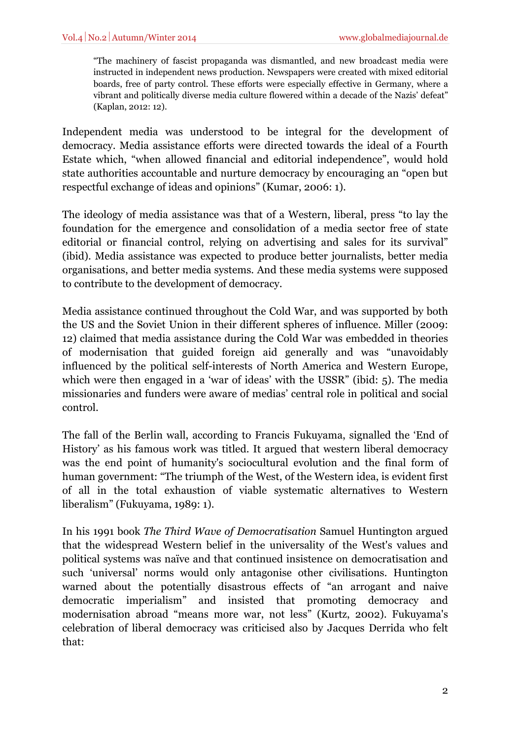> "The machinery of fascist propaganda was dismantled, and new broadcast media were instructed in independent news production. Newspapers were created with mixed editorial boards, free of party control. These efforts were especially effective in Germany, where a vibrant and politically diverse media culture flowered within a decade of the Nazis' defeat" (Kaplan, 2012: 12).

Independent media was understood to be integral for the development of democracy. Media assistance efforts were directed towards the ideal of a Fourth Estate which, "when allowed financial and editorial independence", would hold state authorities accountable and nurture democracy by encouraging an "open but respectful exchange of ideas and opinions" (Kumar, 2006: 1).

The ideology of media assistance was that of a Western, liberal, press "to lay the foundation for the emergence and consolidation of a media sector free of state editorial or financial control, relying on advertising and sales for its survival" (ibid). Media assistance was expected to produce better journalists, better media organisations, and better media systems. And these media systems were supposed to contribute to the development of democracy.

Media assistance continued throughout the Cold War, and was supported by both the US and the Soviet Union in their different spheres of influence. Miller (2009: 12) claimed that media assistance during the Cold War was embedded in theories of modernisation that guided foreign aid generally and was "unavoidably influenced by the political self-interests of North America and Western Europe, which were then engaged in a 'war of ideas' with the USSR" (ibid: 5). The media missionaries and funders were aware of medias' central role in political and social control.

The fall of the Berlin wall, according to Francis Fukuyama, signalled the 'End of History' as his famous work was titled. It argued that western liberal democracy was the end point of humanity's sociocultural evolution and the final form of human government: "The triumph of the West, of the Western idea, is evident first of all in the total exhaustion of viable systematic alternatives to Western liberalism" (Fukuyama, 1989: 1).

In his 1991 book *The Third Wave of Democratisation* Samuel Huntington argued that the widespread Western belief in the universality of the West's values and political systems was naïve and that continued insistence on democratisation and such 'universal' norms would only antagonise other civilisations. Huntington warned about the potentially disastrous effects of "an arrogant and naive democratic imperialism" and insisted that promoting democracy and modernisation abroad "means more war, not less" (Kurtz, 2002). Fukuyama's celebration of liberal democracy was criticised also by Jacques Derrida who felt that: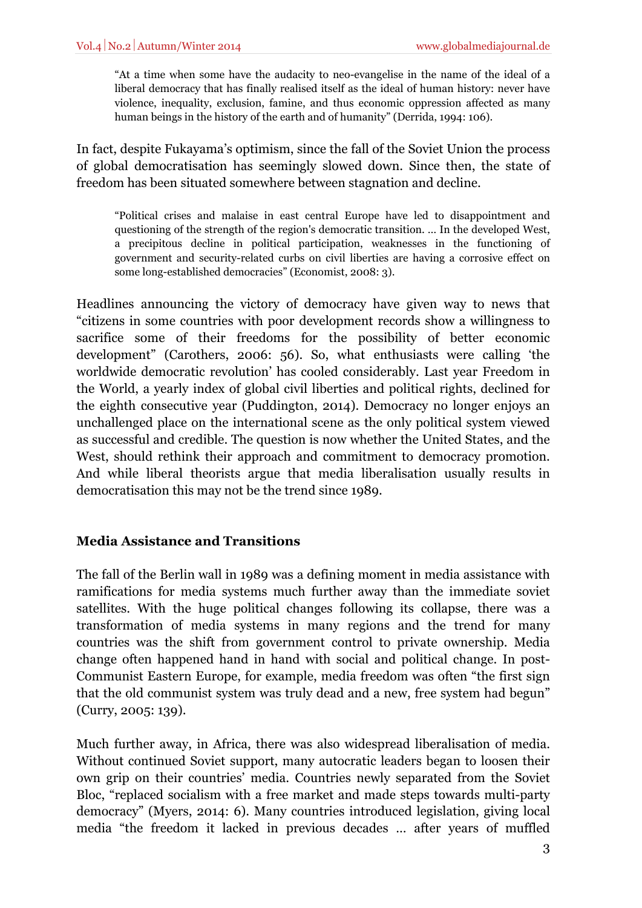> "At a time when some have the audacity to neo-evangelise in the name of the ideal of a liberal democracy that has finally realised itself as the ideal of human history: never have violence, inequality, exclusion, famine, and thus economic oppression affected as many human beings in the history of the earth and of humanity" (Derrida, 1994: 106).

In fact, despite Fukayama's optimism, since the fall of the Soviet Union the process of global democratisation has seemingly slowed down. Since then, the state of freedom has been situated somewhere between stagnation and decline.

> "Political crises and malaise in east central Europe have led to disappointment and questioning of the strength of the region's democratic transition. … In the developed West, a precipitous decline in political participation, weaknesses in the functioning of government and security-related curbs on civil liberties are having a corrosive effect on some long-established democracies" (Economist, 2008: 3).

Headlines announcing the victory of democracy have given way to news that "citizens in some countries with poor development records show a willingness to sacrifice some of their freedoms for the possibility of better economic development" (Carothers, 2006: 56). So, what enthusiasts were calling 'the worldwide democratic revolution' has cooled considerably. Last year Freedom in the World, a yearly index of global civil liberties and political rights, declined for the eighth consecutive year (Puddington, 2014). Democracy no longer enjoys an unchallenged place on the international scene as the only political system viewed as successful and credible. The question is now whether the United States, and the West, should rethink their approach and commitment to democracy promotion. And while liberal theorists argue that media liberalisation usually results in democratisation this may not be the trend since 1989.

## Media Assistance and Transitions

The fall of the Berlin wall in 1989 was a defining moment in media assistance with ramifications for media systems much further away than the immediate soviet satellites. With the huge political changes following its collapse, there was a transformation of media systems in many regions and the trend for many countries was the shift from government control to private ownership. Media change often happened hand in hand with social and political change. In post-Communist Eastern Europe, for example, media freedom was often "the first sign that the old communist system was truly dead and a new, free system had begun" (Curry, 2005: 139).

Much further away, in Africa, there was also widespread liberalisation of media. Without continued Soviet support, many autocratic leaders began to loosen their own grip on their countries' media. Countries newly separated from the Soviet Bloc, "replaced socialism with a free market and made steps towards multi-party democracy" (Myers, 2014: 6). Many countries introduced legislation, giving local media "the freedom it lacked in previous decades … after years of muffled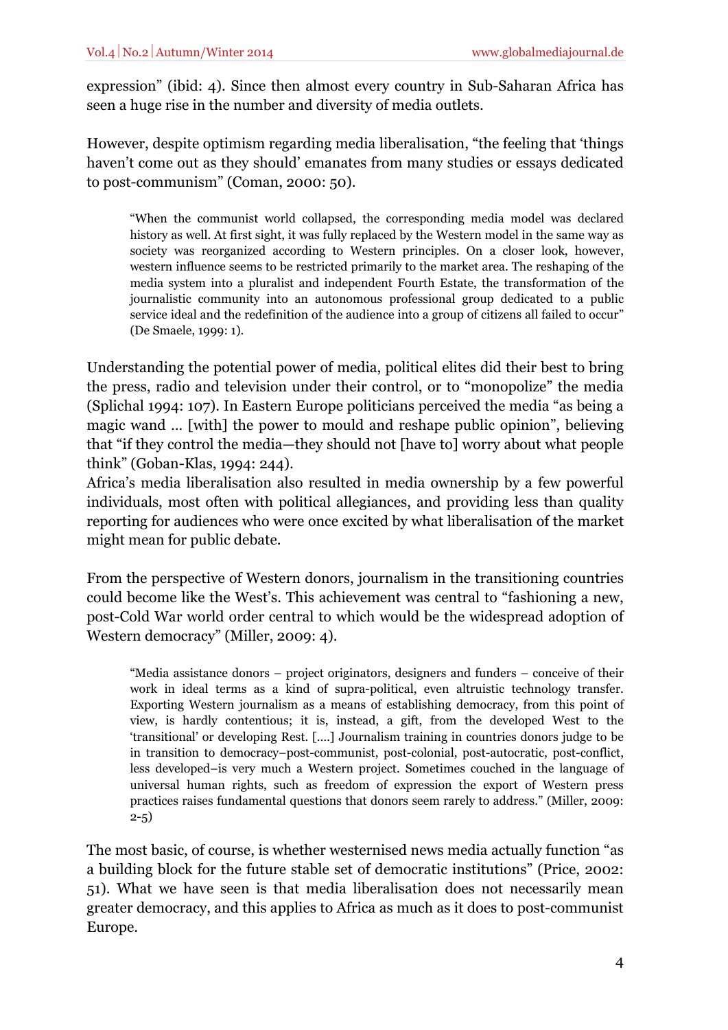expression" (ibid: 4). Since then almost every country in Sub-Saharan Africa has seen a huge rise in the number and diversity of media outlets.

However, despite optimism regarding media liberalisation, "the feeling that 'things haven't come out as they should' emanates from many studies or essays dedicated to post-communism" (Coman, 2000: 50).

> "When the communist world collapsed, the corresponding media model was declared history as well. At first sight, it was fully replaced by the Western model in the same way as society was reorganized according to Western principles. On a closer look, however, western influence seems to be restricted primarily to the market area. The reshaping of the media system into a pluralist and independent Fourth Estate, the transformation of the journalistic community into an autonomous professional group dedicated to a public service ideal and the redefinition of the audience into a group of citizens all failed to occur" (De Smaele, 1999: 1).

Understanding the potential power of media, political elites did their best to bring the press, radio and television under their control, or to "monopolize" the media (Splichal 1994: 107). In Eastern Europe politicians perceived the media "as being a magic wand … [with] the power to mould and reshape public opinion", believing that "if they control the media—they should not [have to] worry about what people think" (Goban-Klas, 1994: 244).
Africa's media liberalisation also resulted in media ownership by a few powerful individuals, most often with political allegiances, and providing less than quality reporting for audiences who were once excited by what liberalisation of the market might mean for public debate.

From the perspective of Western donors, journalism in the transitioning countries could become like the West's. This achievement was central to "fashioning a new, post-Cold War world order central to which would be the widespread adoption of Western democracy" (Miller, 2009: 4).

> "Media assistance donors – project originators, designers and funders – conceive of their work in ideal terms as a kind of supra-political, even altruistic technology transfer. Exporting Western journalism as a means of establishing democracy, from this point of view, is hardly contentious; it is, instead, a gift, from the developed West to the 'transitional' or developing Rest. [….] Journalism training in countries donors judge to be in transition to democracy–post-communist, post-colonial, post-autocratic, post-conflict, less developed–is very much a Western project. Sometimes couched in the language of universal human rights, such as freedom of expression the export of Western press practices raises fundamental questions that donors seem rarely to address." (Miller, 2009: 2-5)

The most basic, of course, is whether westernised news media actually function "as a building block for the future stable set of democratic institutions" (Price, 2002: 51). What we have seen is that media liberalisation does not necessarily mean greater democracy, and this applies to Africa as much as it does to post-communist Europe.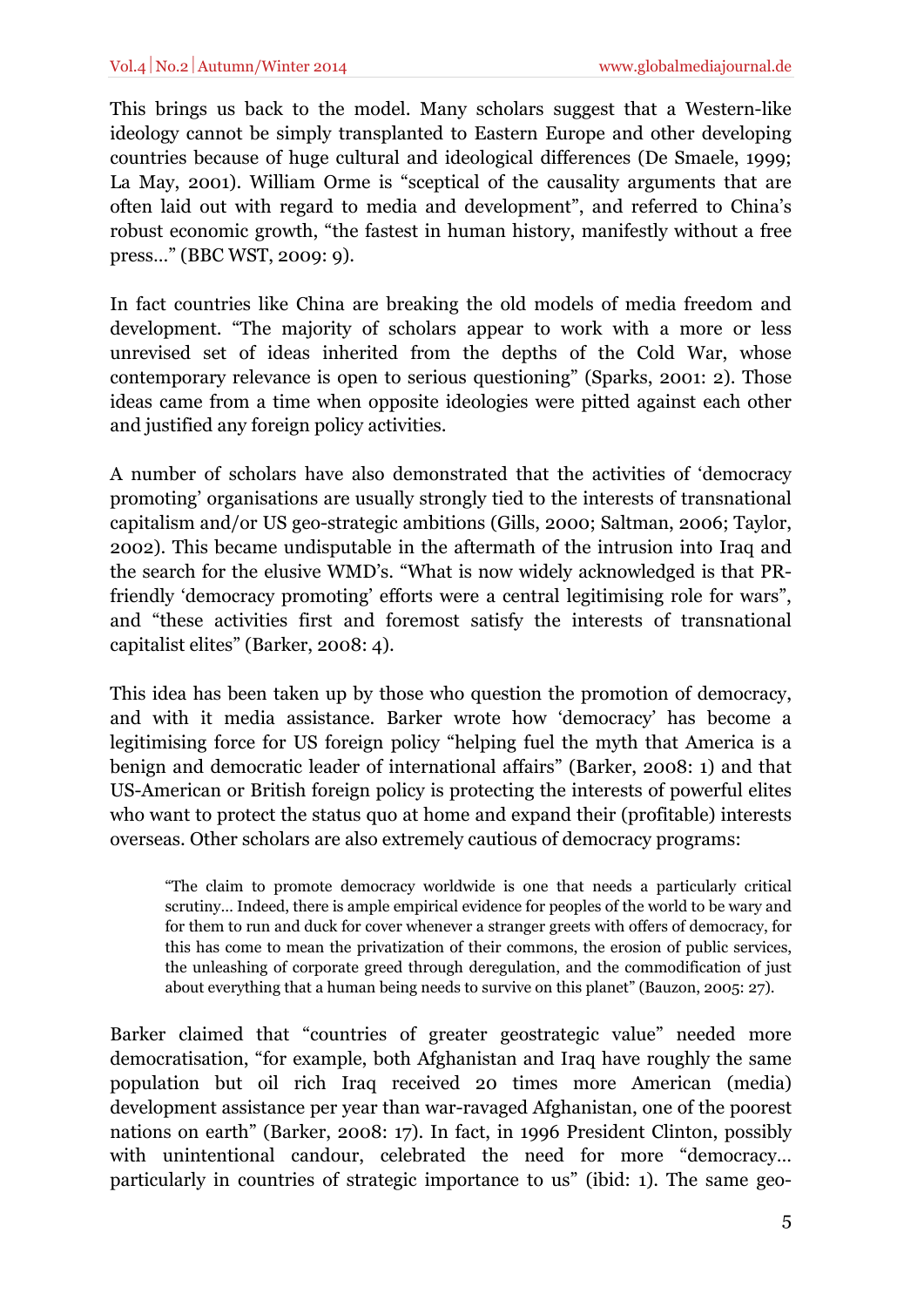This brings us back to the model. Many scholars suggest that a Western-like ideology cannot be simply transplanted to Eastern Europe and other developing countries because of huge cultural and ideological differences (De Smaele, 1999; La May, 2001). William Orme is "sceptical of the causality arguments that are often laid out with regard to media and development", and referred to China's robust economic growth, "the fastest in human history, manifestly without a free press…" (BBC WST, 2009: 9).

In fact countries like China are breaking the old models of media freedom and development. "The majority of scholars appear to work with a more or less unrevised set of ideas inherited from the depths of the Cold War, whose contemporary relevance is open to serious questioning" (Sparks, 2001: 2). Those ideas came from a time when opposite ideologies were pitted against each other and justified any foreign policy activities.

A number of scholars have also demonstrated that the activities of 'democracy promoting' organisations are usually strongly tied to the interests of transnational capitalism and/or US geo-strategic ambitions (Gills, 2000; Saltman, 2006; Taylor, 2002). This became undisputable in the aftermath of the intrusion into Iraq and the search for the elusive WMD's. "What is now widely acknowledged is that PR-friendly 'democracy promoting' efforts were a central legitimising role for wars", and "these activities first and foremost satisfy the interests of transnational capitalist elites" (Barker, 2008: 4).

This idea has been taken up by those who question the promotion of democracy, and with it media assistance. Barker wrote how 'democracy' has become a legitimising force for US foreign policy "helping fuel the myth that America is a benign and democratic leader of international affairs" (Barker, 2008: 1) and that US-American or British foreign policy is protecting the interests of powerful elites who want to protect the status quo at home and expand their (profitable) interests overseas. Other scholars are also extremely cautious of democracy programs:

> "The claim to promote democracy worldwide is one that needs a particularly critical scrutiny… Indeed, there is ample empirical evidence for peoples of the world to be wary and for them to run and duck for cover whenever a stranger greets with offers of democracy, for this has come to mean the privatization of their commons, the erosion of public services, the unleashing of corporate greed through deregulation, and the commodification of just about everything that a human being needs to survive on this planet" (Bauzon, 2005: 27).

Barker claimed that "countries of greater geostrategic value" needed more democratisation, "for example, both Afghanistan and Iraq have roughly the same population but oil rich Iraq received 20 times more American (media) development assistance per year than war-ravaged Afghanistan, one of the poorest nations on earth" (Barker, 2008: 17). In fact, in 1996 President Clinton, possibly with unintentional candour, celebrated the need for more "democracy… particularly in countries of strategic importance to us" (ibid: 1). The same geo-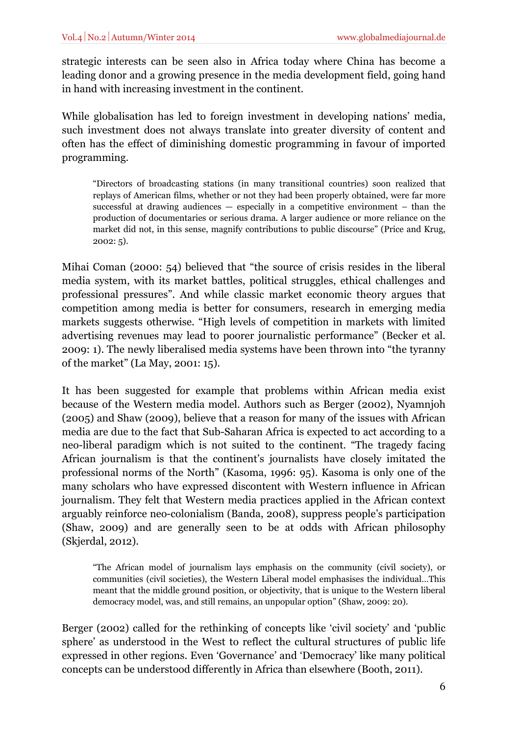strategic interests can be seen also in Africa today where China has become a leading donor and a growing presence in the media development field, going hand in hand with increasing investment in the continent.

While globalisation has led to foreign investment in developing nations' media, such investment does not always translate into greater diversity of content and often has the effect of diminishing domestic programming in favour of imported programming.

> "Directors of broadcasting stations (in many transitional countries) soon realized that replays of American films, whether or not they had been properly obtained, were far more successful at drawing audiences — especially in a competitive environment – than the production of documentaries or serious drama. A larger audience or more reliance on the market did not, in this sense, magnify contributions to public discourse" (Price and Krug, 2002: 5).

Mihai Coman (2000: 54) believed that "the source of crisis resides in the liberal media system, with its market battles, political struggles, ethical challenges and professional pressures". And while classic market economic theory argues that competition among media is better for consumers, research in emerging media markets suggests otherwise. "High levels of competition in markets with limited advertising revenues may lead to poorer journalistic performance" (Becker et al. 2009: 1). The newly liberalised media systems have been thrown into "the tyranny of the market" (La May, 2001: 15).

It has been suggested for example that problems within African media exist because of the Western media model. Authors such as Berger (2002), Nyamnjoh (2005) and Shaw (2009), believe that a reason for many of the issues with African media are due to the fact that Sub-Saharan Africa is expected to act according to a neo-liberal paradigm which is not suited to the continent. "The tragedy facing African journalism is that the continent's journalists have closely imitated the professional norms of the North" (Kasoma, 1996: 95). Kasoma is only one of the many scholars who have expressed discontent with Western influence in African journalism. They felt that Western media practices applied in the African context arguably reinforce neo-colonialism (Banda, 2008), suppress people's participation (Shaw, 2009) and are generally seen to be at odds with African philosophy (Skjerdal, 2012).

> "The African model of journalism lays emphasis on the community (civil society), or communities (civil societies), the Western Liberal model emphasises the individual…This meant that the middle ground position, or objectivity, that is unique to the Western liberal democracy model, was, and still remains, an unpopular option" (Shaw, 2009: 20).

Berger (2002) called for the rethinking of concepts like 'civil society' and 'public sphere' as understood in the West to reflect the cultural structures of public life expressed in other regions. Even 'Governance' and 'Democracy' like many political concepts can be understood differently in Africa than elsewhere (Booth, 2011).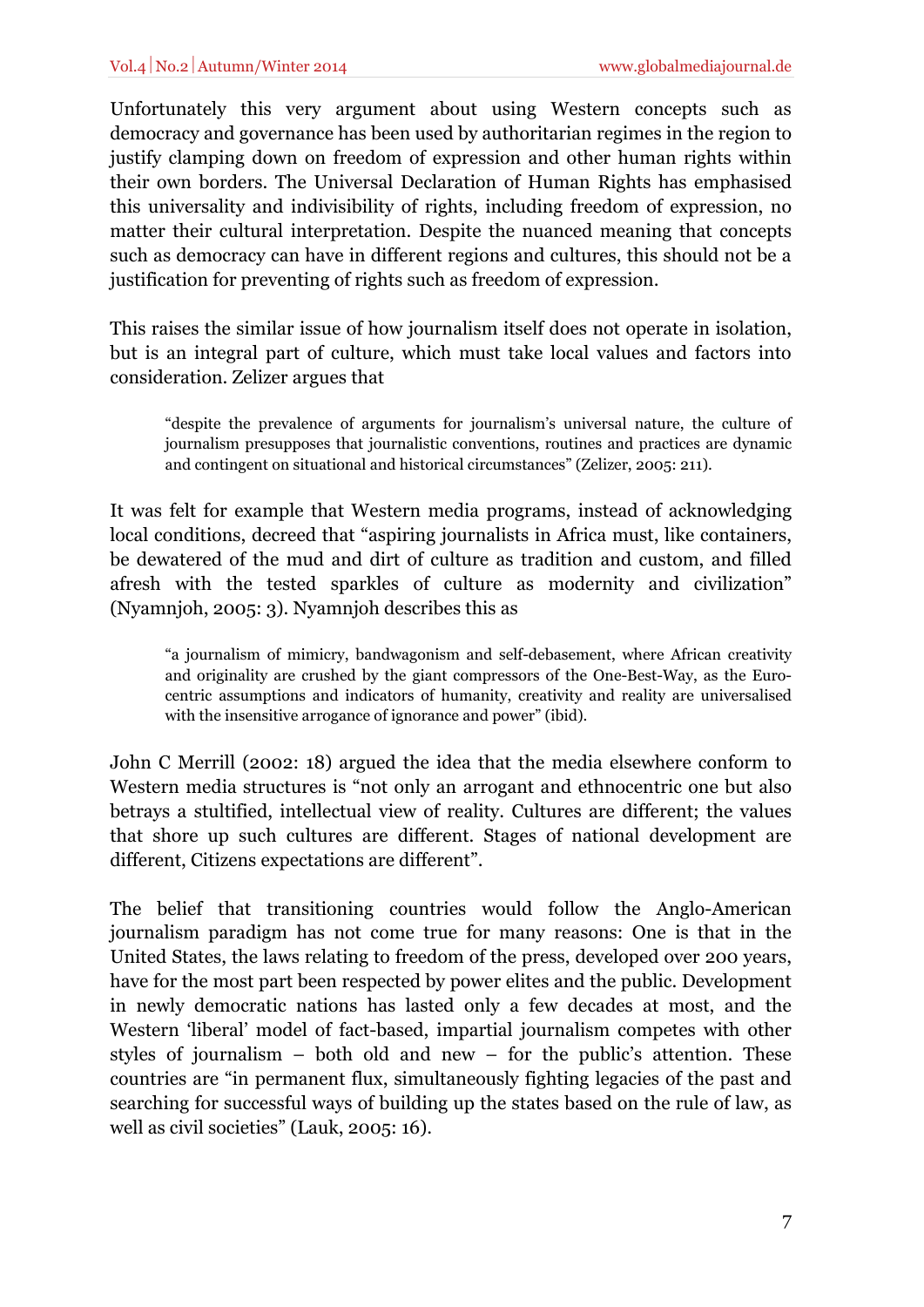Unfortunately this very argument about using Western concepts such as democracy and governance has been used by authoritarian regimes in the region to justify clamping down on freedom of expression and other human rights within their own borders. The Universal Declaration of Human Rights has emphasised this universality and indivisibility of rights, including freedom of expression, no matter their cultural interpretation. Despite the nuanced meaning that concepts such as democracy can have in different regions and cultures, this should not be a justification for preventing of rights such as freedom of expression.

This raises the similar issue of how journalism itself does not operate in isolation, but is an integral part of culture, which must take local values and factors into consideration. Zelizer argues that

> "despite the prevalence of arguments for journalism's universal nature, the culture of journalism presupposes that journalistic conventions, routines and practices are dynamic and contingent on situational and historical circumstances" (Zelizer, 2005: 211).

It was felt for example that Western media programs, instead of acknowledging local conditions, decreed that "aspiring journalists in Africa must, like containers, be dewatered of the mud and dirt of culture as tradition and custom, and filled afresh with the tested sparkles of culture as modernity and civilization" (Nyamnjoh, 2005: 3). Nyamnjoh describes this as

> "a journalism of mimicry, bandwagonism and self-debasement, where African creativity and originality are crushed by the giant compressors of the One-Best-Way, as the Euro-centric assumptions and indicators of humanity, creativity and reality are universalised with the insensitive arrogance of ignorance and power" (ibid).

John C Merrill (2002: 18) argued the idea that the media elsewhere conform to Western media structures is "not only an arrogant and ethnocentric one but also betrays a stultified, intellectual view of reality. Cultures are different; the values that shore up such cultures are different. Stages of national development are different, Citizens expectations are different".

The belief that transitioning countries would follow the Anglo-American journalism paradigm has not come true for many reasons: One is that in the United States, the laws relating to freedom of the press, developed over 200 years, have for the most part been respected by power elites and the public. Development in newly democratic nations has lasted only a few decades at most, and the Western 'liberal' model of fact-based, impartial journalism competes with other styles of journalism – both old and new – for the public's attention. These countries are "in permanent flux, simultaneously fighting legacies of the past and searching for successful ways of building up the states based on the rule of law, as well as civil societies" (Lauk, 2005: 16).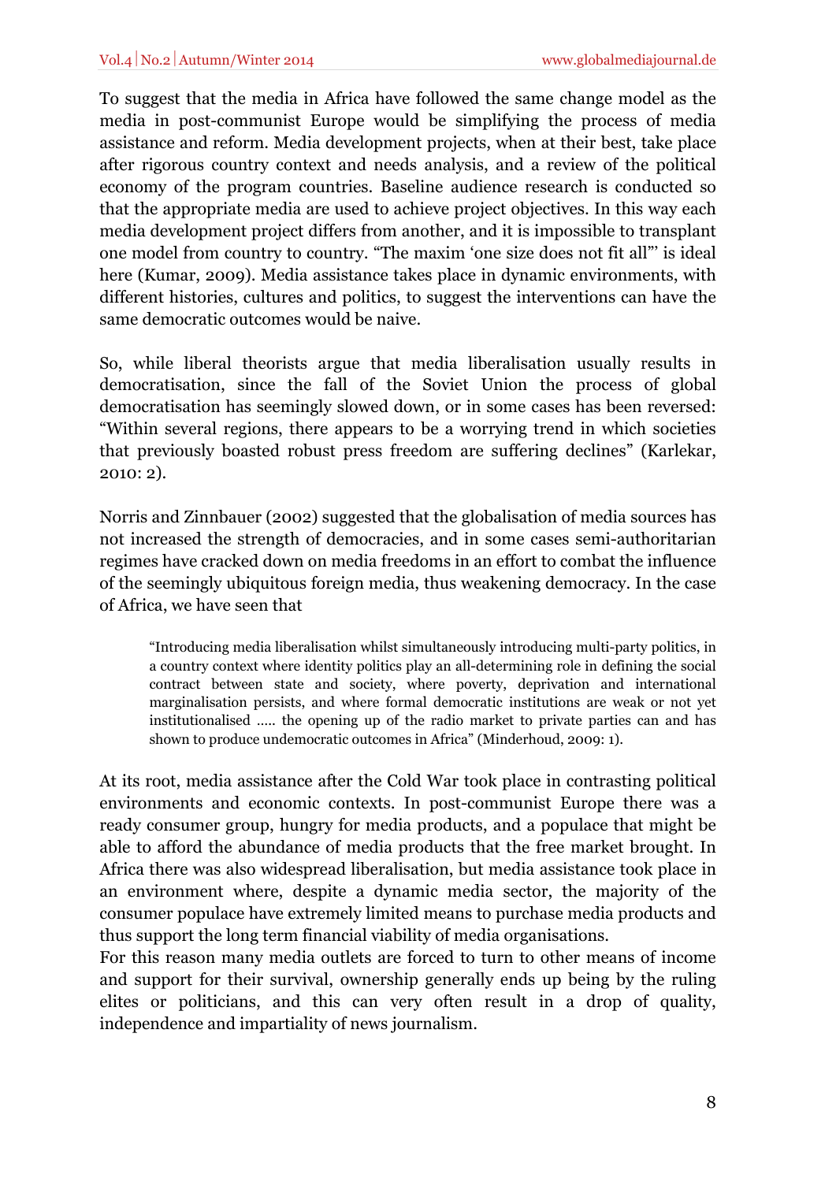To suggest that the media in Africa have followed the same change model as the media in post-communist Europe would be simplifying the process of media assistance and reform. Media development projects, when at their best, take place after rigorous country context and needs analysis, and a review of the political economy of the program countries. Baseline audience research is conducted so that the appropriate media are used to achieve project objectives. In this way each media development project differs from another, and it is impossible to transplant one model from country to country. "The maxim 'one size does not fit all'" is ideal here (Kumar, 2009). Media assistance takes place in dynamic environments, with different histories, cultures and politics, to suggest the interventions can have the same democratic outcomes would be naive.

So, while liberal theorists argue that media liberalisation usually results in democratisation, since the fall of the Soviet Union the process of global democratisation has seemingly slowed down, or in some cases has been reversed: "Within several regions, there appears to be a worrying trend in which societies that previously boasted robust press freedom are suffering declines" (Karlekar, 2010: 2).

Norris and Zinnbauer (2002) suggested that the globalisation of media sources has not increased the strength of democracies, and in some cases semi-authoritarian regimes have cracked down on media freedoms in an effort to combat the influence of the seemingly ubiquitous foreign media, thus weakening democracy. In the case of Africa, we have seen that

> "Introducing media liberalisation whilst simultaneously introducing multi-party politics, in a country context where identity politics play an all-determining role in defining the social contract between state and society, where poverty, deprivation and international marginalisation persists, and where formal democratic institutions are weak or not yet institutionalised ….. the opening up of the radio market to private parties can and has shown to produce undemocratic outcomes in Africa" (Minderhoud, 2009: 1).

At its root, media assistance after the Cold War took place in contrasting political environments and economic contexts. In post-communist Europe there was a ready consumer group, hungry for media products, and a populace that might be able to afford the abundance of media products that the free market brought. In Africa there was also widespread liberalisation, but media assistance took place in an environment where, despite a dynamic media sector, the majority of the consumer populace have extremely limited means to purchase media products and thus support the long term financial viability of media organisations.

For this reason many media outlets are forced to turn to other means of income and support for their survival, ownership generally ends up being by the ruling elites or politicians, and this can very often result in a drop of quality, independence and impartiality of news journalism.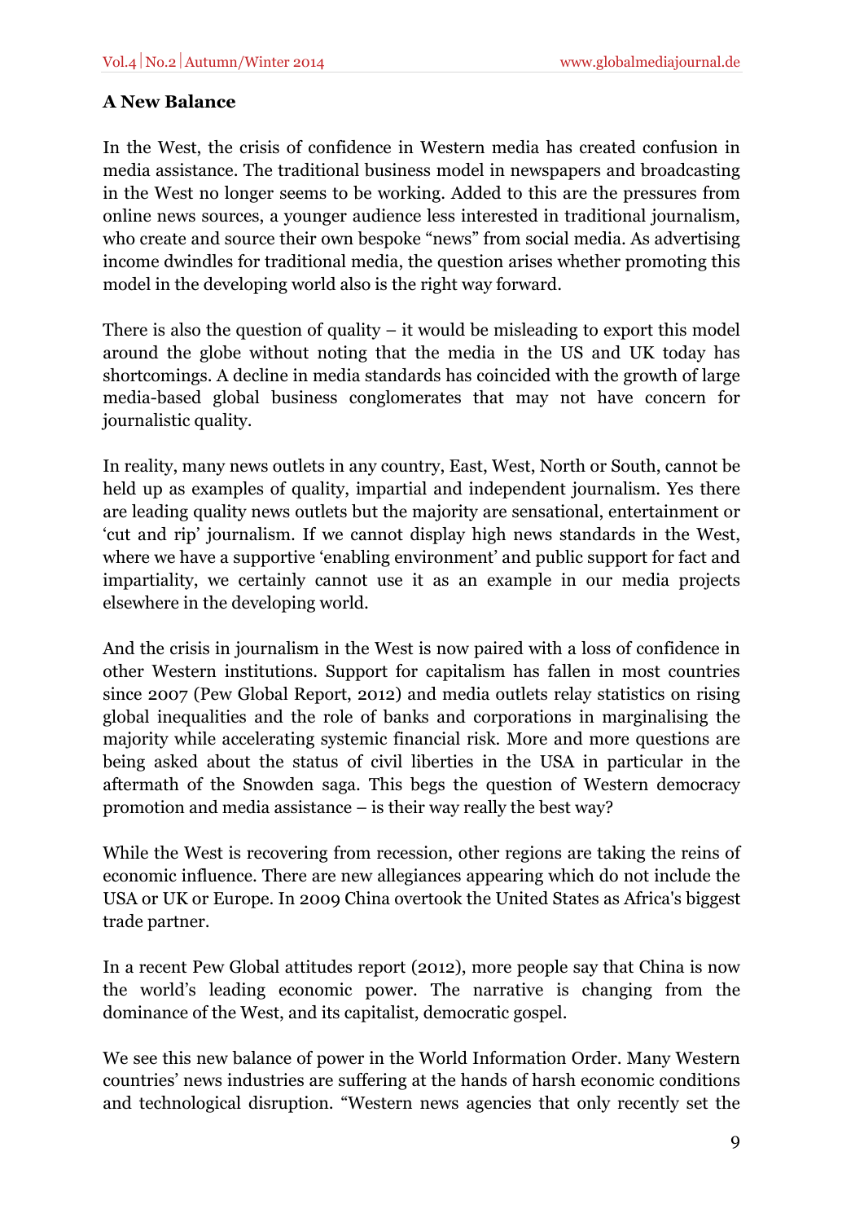### A New Balance

In the West, the crisis of confidence in Western media has created confusion in media assistance. The traditional business model in newspapers and broadcasting in the West no longer seems to be working. Added to this are the pressures from online news sources, a younger audience less interested in traditional journalism, who create and source their own bespoke "news" from social media. As advertising income dwindles for traditional media, the question arises whether promoting this model in the developing world also is the right way forward.

There is also the question of quality – it would be misleading to export this model around the globe without noting that the media in the US and UK today has shortcomings. A decline in media standards has coincided with the growth of large media-based global business conglomerates that may not have concern for journalistic quality.

In reality, many news outlets in any country, East, West, North or South, cannot be held up as examples of quality, impartial and independent journalism. Yes there are leading quality news outlets but the majority are sensational, entertainment or 'cut and rip' journalism. If we cannot display high news standards in the West, where we have a supportive 'enabling environment' and public support for fact and impartiality, we certainly cannot use it as an example in our media projects elsewhere in the developing world.

And the crisis in journalism in the West is now paired with a loss of confidence in other Western institutions. Support for capitalism has fallen in most countries since 2007 (Pew Global Report, 2012) and media outlets relay statistics on rising global inequalities and the role of banks and corporations in marginalising the majority while accelerating systemic financial risk. More and more questions are being asked about the status of civil liberties in the USA in particular in the aftermath of the Snowden saga. This begs the question of Western democracy promotion and media assistance – is their way really the best way?

While the West is recovering from recession, other regions are taking the reins of economic influence. There are new allegiances appearing which do not include the USA or UK or Europe. In 2009 China overtook the United States as Africa's biggest trade partner.

In a recent Pew Global attitudes report (2012), more people say that China is now the world's leading economic power. The narrative is changing from the dominance of the West, and its capitalist, democratic gospel.

We see this new balance of power in the World Information Order. Many Western countries' news industries are suffering at the hands of harsh economic conditions and technological disruption. "Western news agencies that only recently set the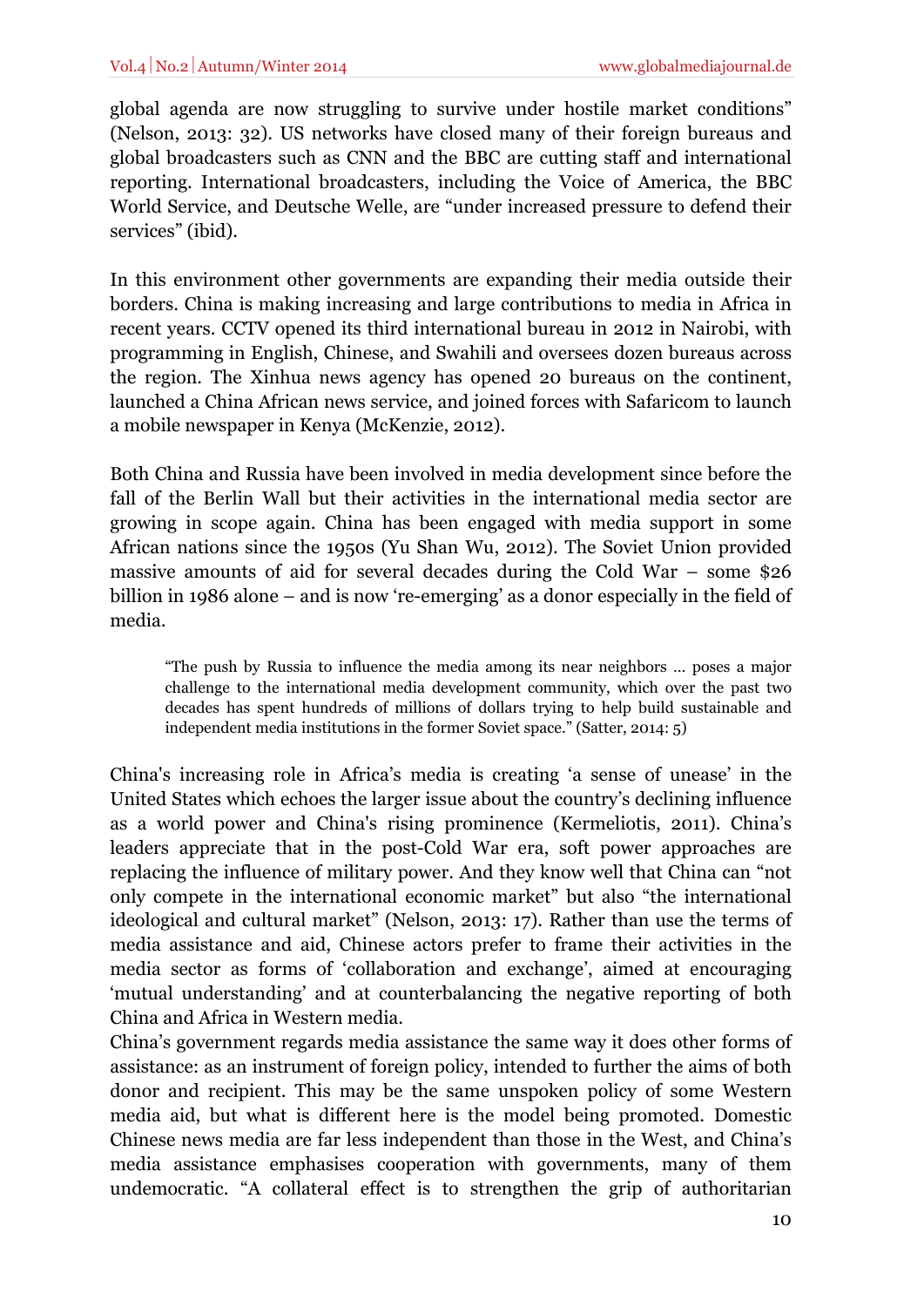global agenda are now struggling to survive under hostile market conditions" (Nelson, 2013: 32). US networks have closed many of their foreign bureaus and global broadcasters such as CNN and the BBC are cutting staff and international reporting. International broadcasters, including the Voice of America, the BBC World Service, and Deutsche Welle, are "under increased pressure to defend their services" (ibid).

In this environment other governments are expanding their media outside their borders. China is making increasing and large contributions to media in Africa in recent years. CCTV opened its third international bureau in 2012 in Nairobi, with programming in English, Chinese, and Swahili and oversees dozen bureaus across the region. The Xinhua news agency has opened 20 bureaus on the continent, launched a China African news service, and joined forces with Safaricom to launch a mobile newspaper in Kenya (McKenzie, 2012).

Both China and Russia have been involved in media development since before the fall of the Berlin Wall but their activities in the international media sector are growing in scope again. China has been engaged with media support in some African nations since the 1950s (Yu Shan Wu, 2012). The Soviet Union provided massive amounts of aid for several decades during the Cold War – some $26 billion in 1986 alone – and is now 're-emerging' as a donor especially in the field of media.

> "The push by Russia to influence the media among its near neighbors … poses a major challenge to the international media development community, which over the past two decades has spent hundreds of millions of dollars trying to help build sustainable and independent media institutions in the former Soviet space." (Satter, 2014: 5)

China's increasing role in Africa's media is creating 'a sense of unease' in the United States which echoes the larger issue about the country's declining influence as a world power and China's rising prominence (Kermeliotis, 2011). China's leaders appreciate that in the post-Cold War era, soft power approaches are replacing the influence of military power. And they know well that China can "not only compete in the international economic market" but also "the international ideological and cultural market" (Nelson, 2013: 17). Rather than use the terms of media assistance and aid, Chinese actors prefer to frame their activities in the media sector as forms of 'collaboration and exchange', aimed at encouraging 'mutual understanding' and at counterbalancing the negative reporting of both China and Africa in Western media.

China's government regards media assistance the same way it does other forms of assistance: as an instrument of foreign policy, intended to further the aims of both donor and recipient. This may be the same unspoken policy of some Western media aid, but what is different here is the model being promoted. Domestic Chinese news media are far less independent than those in the West, and China's media assistance emphasises cooperation with governments, many of them undemocratic. "A collateral effect is to strengthen the grip of authoritarian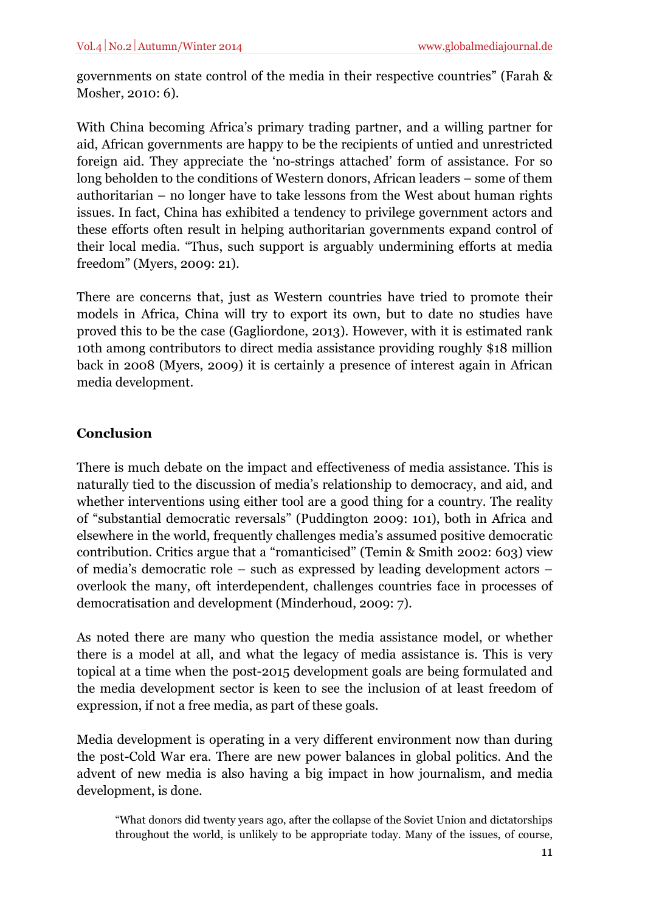governments on state control of the media in their respective countries" (Farah & Mosher, 2010: 6).

With China becoming Africa's primary trading partner, and a willing partner for aid, African governments are happy to be the recipients of untied and unrestricted foreign aid. They appreciate the 'no-strings attached' form of assistance. For so long beholden to the conditions of Western donors, African leaders – some of them authoritarian – no longer have to take lessons from the West about human rights issues. In fact, China has exhibited a tendency to privilege government actors and these efforts often result in helping authoritarian governments expand control of their local media. "Thus, such support is arguably undermining efforts at media freedom" (Myers, 2009: 21).

There are concerns that, just as Western countries have tried to promote their models in Africa, China will try to export its own, but to date no studies have proved this to be the case (Gagliordone, 2013). However, with it is estimated rank 10th among contributors to direct media assistance providing roughly $18 million back in 2008 (Myers, 2009) it is certainly a presence of interest again in African media development.

## Conclusion

There is much debate on the impact and effectiveness of media assistance. This is naturally tied to the discussion of media's relationship to democracy, and aid, and whether interventions using either tool are a good thing for a country. The reality of "substantial democratic reversals" (Puddington 2009: 101), both in Africa and elsewhere in the world, frequently challenges media's assumed positive democratic contribution. Critics argue that a "romanticised" (Temin & Smith 2002: 603) view of media's democratic role – such as expressed by leading development actors – overlook the many, oft interdependent, challenges countries face in processes of democratisation and development (Minderhoud, 2009: 7).

As noted there are many who question the media assistance model, or whether there is a model at all, and what the legacy of media assistance is. This is very topical at a time when the post-2015 development goals are being formulated and the media development sector is keen to see the inclusion of at least freedom of expression, if not a free media, as part of these goals.

Media development is operating in a very different environment now than during the post-Cold War era. There are new power balances in global politics. And the advent of new media is also having a big impact in how journalism, and media development, is done.

> "What donors did twenty years ago, after the collapse of the Soviet Union and dictatorships throughout the world, is unlikely to be appropriate today. Many of the issues, of course,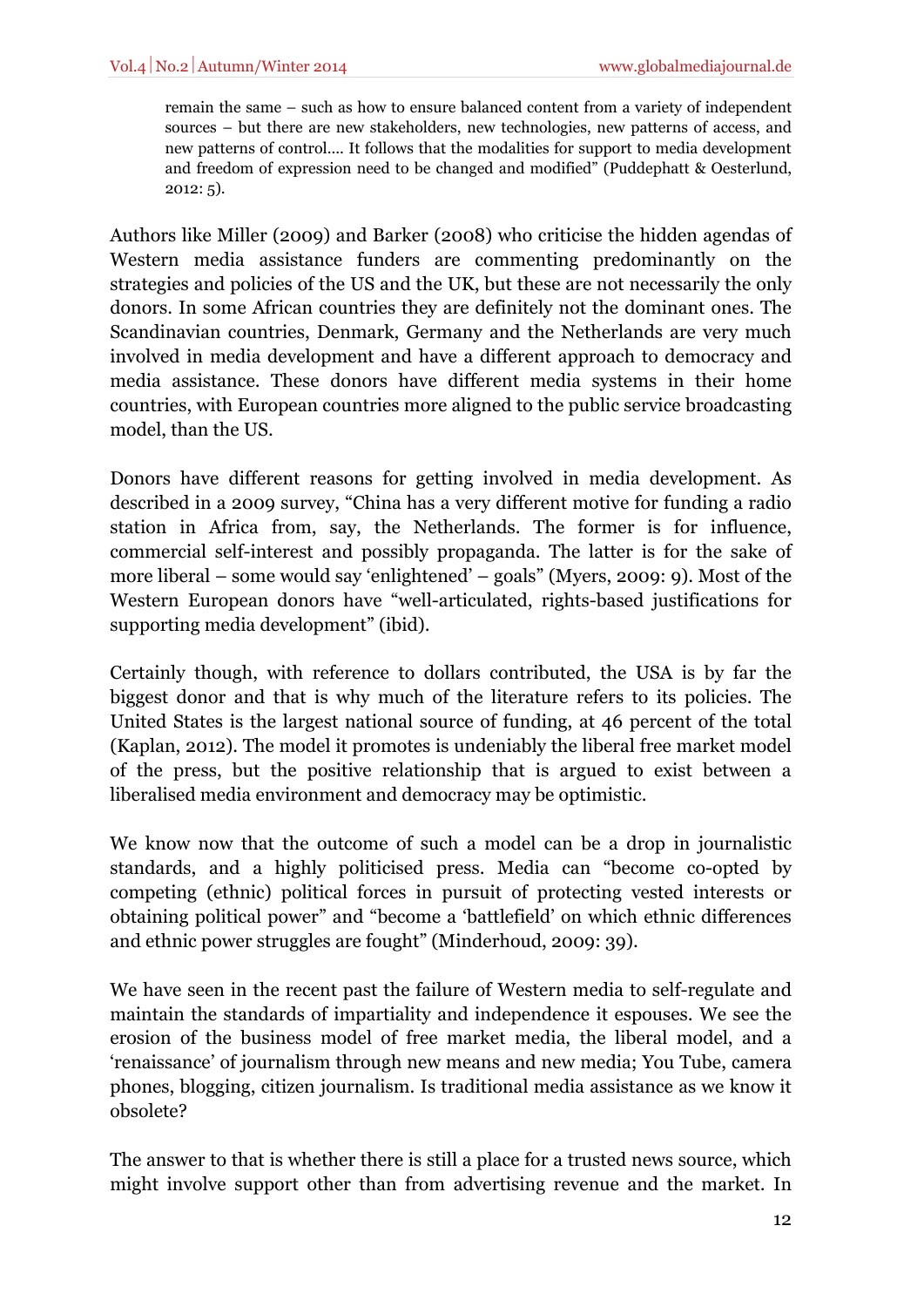> remain the same – such as how to ensure balanced content from a variety of independent sources – but there are new stakeholders, new technologies, new patterns of access, and new patterns of control.... It follows that the modalities for support to media development and freedom of expression need to be changed and modified" (Puddephatt & Oesterlund, 2012: 5).

Authors like Miller (2009) and Barker (2008) who criticise the hidden agendas of Western media assistance funders are commenting predominantly on the strategies and policies of the US and the UK, but these are not necessarily the only donors. In some African countries they are definitely not the dominant ones. The Scandinavian countries, Denmark, Germany and the Netherlands are very much involved in media development and have a different approach to democracy and media assistance. These donors have different media systems in their home countries, with European countries more aligned to the public service broadcasting model, than the US.

Donors have different reasons for getting involved in media development. As described in a 2009 survey, "China has a very different motive for funding a radio station in Africa from, say, the Netherlands. The former is for influence, commercial self-interest and possibly propaganda. The latter is for the sake of more liberal – some would say 'enlightened' – goals" (Myers, 2009: 9). Most of the Western European donors have "well-articulated, rights-based justifications for supporting media development" (ibid).

Certainly though, with reference to dollars contributed, the USA is by far the biggest donor and that is why much of the literature refers to its policies. The United States is the largest national source of funding, at 46 percent of the total (Kaplan, 2012). The model it promotes is undeniably the liberal free market model of the press, but the positive relationship that is argued to exist between a liberalised media environment and democracy may be optimistic.

We know now that the outcome of such a model can be a drop in journalistic standards, and a highly politicised press. Media can "become co-opted by competing (ethnic) political forces in pursuit of protecting vested interests or obtaining political power" and "become a 'battlefield' on which ethnic differences and ethnic power struggles are fought" (Minderhoud, 2009: 39).

We have seen in the recent past the failure of Western media to self-regulate and maintain the standards of impartiality and independence it espouses. We see the erosion of the business model of free market media, the liberal model, and a 'renaissance' of journalism through new means and new media; You Tube, camera phones, blogging, citizen journalism. Is traditional media assistance as we know it obsolete?

The answer to that is whether there is still a place for a trusted news source, which might involve support other than from advertising revenue and the market. In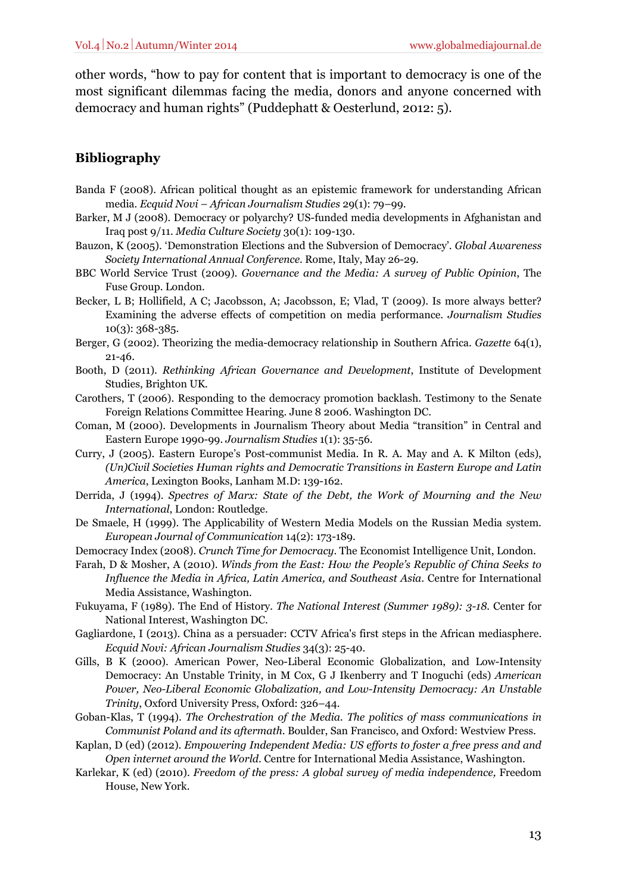other words, "how to pay for content that is important to democracy is one of the most significant dilemmas facing the media, donors and anyone concerned with democracy and human rights" (Puddephatt & Oesterlund, 2012: 5).

## Bibliography

Banda F (2008). African political thought as an epistemic framework for understanding African media. *Ecquid Novi – African Journalism Studies* 29(1): 79–99.

Barker, M J (2008). Democracy or polyarchy? US-funded media developments in Afghanistan and Iraq post 9/11. *Media Culture Society* 30(1): 109-130.

Bauzon, K (2005). 'Demonstration Elections and the Subversion of Democracy'. *Global Awareness Society International Annual Conference*. Rome, Italy, May 26-29.

BBC World Service Trust (2009). *Governance and the Media: A survey of Public Opinion*, The Fuse Group. London.

Becker, L B; Hollifield, A C; Jacobsson, A; Jacobsson, E; Vlad, T (2009). Is more always better? Examining the adverse effects of competition on media performance. *Journalism Studies* 10(3): 368-385.

Berger, G (2002). Theorizing the media-democracy relationship in Southern Africa. *Gazette* 64(1), 21-46.

Booth, D (2011). *Rethinking African Governance and Development*, Institute of Development Studies, Brighton UK.

Carothers, T (2006). Responding to the democracy promotion backlash. Testimony to the Senate Foreign Relations Committee Hearing. June 8 2006. Washington DC.

Coman, M (2000). Developments in Journalism Theory about Media "transition" in Central and Eastern Europe 1990-99. *Journalism Studies* 1(1): 35-56.

Curry, J (2005). Eastern Europe's Post-communist Media. In R. A. May and A. K Milton (eds), *(Un)Civil Societies Human rights and Democratic Transitions in Eastern Europe and Latin America*, Lexington Books, Lanham M.D: 139-162.

Derrida, J (1994). *Spectres of Marx: State of the Debt, the Work of Mourning and the New International*, London: Routledge.

De Smaele, H (1999). The Applicability of Western Media Models on the Russian Media system. *European Journal of Communication* 14(2): 173-189.

Democracy Index (2008). *Crunch Time for Democracy*. The Economist Intelligence Unit, London.

Farah, D & Mosher, A (2010). *Winds from the East: How the People's Republic of China Seeks to Influence the Media in Africa, Latin America, and Southeast Asia*. Centre for International Media Assistance, Washington.

Fukuyama, F (1989). The End of History. *The National Interest (Summer 1989): 3-18.* Center for National Interest, Washington DC.

Gagliardone, I (2013). China as a persuader: CCTV Africa's first steps in the African mediasphere. *Ecquid Novi: African Journalism Studies* 34(3): 25-40.

Gills, B K (2000). American Power, Neo-Liberal Economic Globalization, and Low-Intensity Democracy: An Unstable Trinity, in M Cox, G J Ikenberry and T Inoguchi (eds) *American Power, Neo-Liberal Economic Globalization, and Low-Intensity Democracy: An Unstable Trinity*, Oxford University Press, Oxford: 326–44.

Goban-Klas, T (1994). *The Orchestration of the Media. The politics of mass communications in Communist Poland and its aftermath.* Boulder, San Francisco, and Oxford: Westview Press.

Kaplan, D (ed) (2012). *Empowering Independent Media: US efforts to foster a free press and and Open internet around the World*. Centre for International Media Assistance, Washington.

Karlekar, K (ed) (2010). *Freedom of the press: A global survey of media independence,* Freedom House, New York.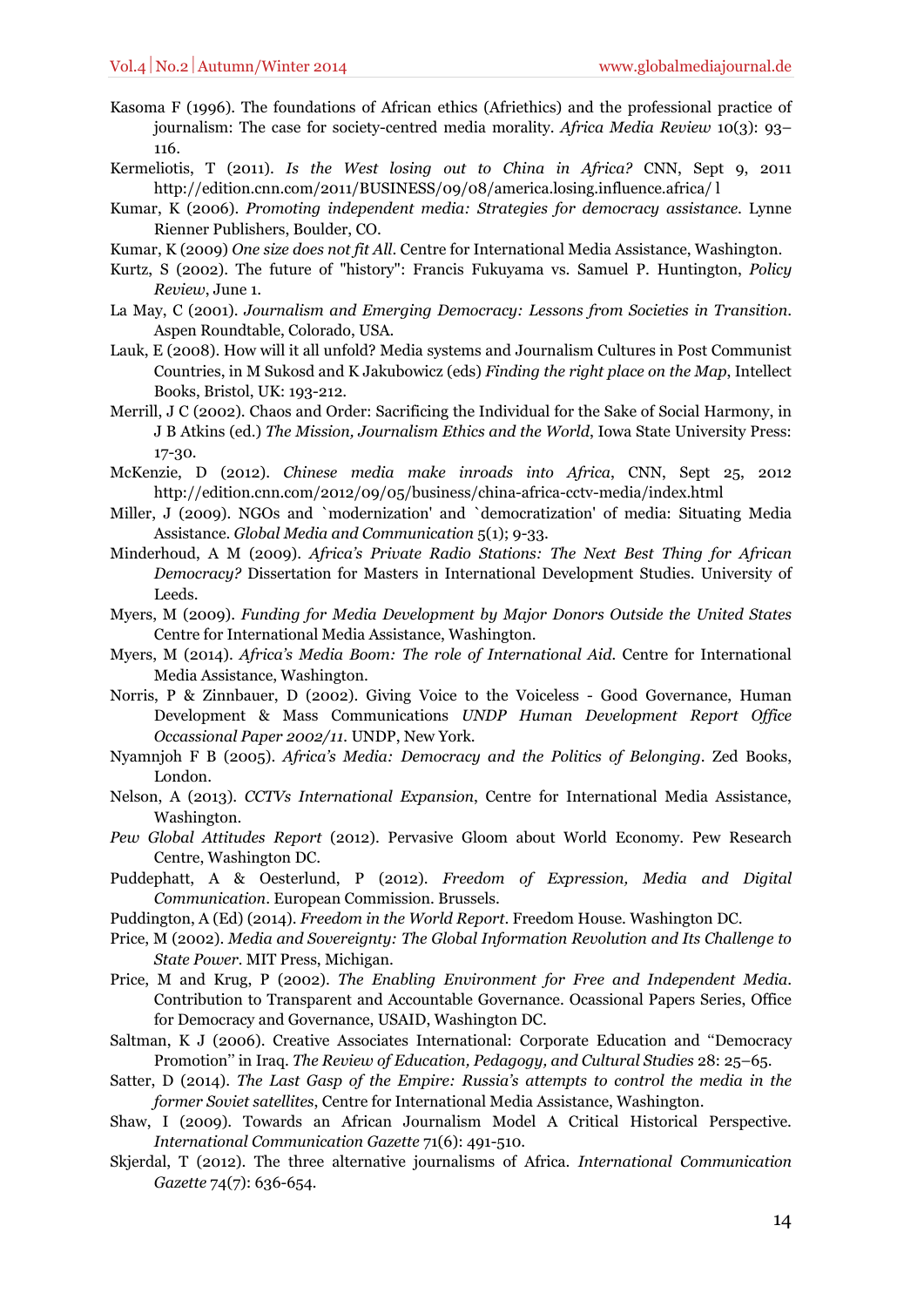Kasoma F (1996). The foundations of African ethics (Afriethics) and the professional practice of journalism: The case for society-centred media morality. *Africa Media Review* 10(3): 93–116.

Kermeliotis, T (2011). *Is the West losing out to China in Africa?* CNN, Sept 9, 2011 http://edition.cnn.com/2011/BUSINESS/09/08/america.losing.influence.africa/ l

Kumar, K (2006). *Promoting independent media: Strategies for democracy assistance*. Lynne Rienner Publishers, Boulder, CO.

Kumar, K (2009) *One size does not fit All*. Centre for International Media Assistance, Washington.

Kurtz, S (2002). The future of "history": Francis Fukuyama vs. Samuel P. Huntington, *Policy Review*, June 1.

La May, C (2001). *Journalism and Emerging Democracy: Lessons from Societies in Transition*. Aspen Roundtable, Colorado, USA.

Lauk, E (2008). How will it all unfold? Media systems and Journalism Cultures in Post Communist Countries, in M Sukosd and K Jakubowicz (eds) *Finding the right place on the Map*, Intellect Books, Bristol, UK: 193-212.

Merrill, J C (2002). Chaos and Order: Sacrificing the Individual for the Sake of Social Harmony, in J B Atkins (ed.) *The Mission, Journalism Ethics and the World*, Iowa State University Press: 17-30.

McKenzie, D (2012). *Chinese media make inroads into Africa*, CNN, Sept 25, 2012 http://edition.cnn.com/2012/09/05/business/china-africa-cctv-media/index.html

Miller, J (2009). NGOs and `modernization' and `democratization' of media: Situating Media Assistance. *Global Media and Communication* 5(1); 9-33.

Minderhoud, A M (2009). *Africa's Private Radio Stations: The Next Best Thing for African Democracy?* Dissertation for Masters in International Development Studies. University of Leeds.

Myers, M (2009). *Funding for Media Development by Major Donors Outside the United States* Centre for International Media Assistance, Washington.

Myers, M (2014). *Africa's Media Boom: The role of International Aid*. Centre for International Media Assistance, Washington.

Norris, P & Zinnbauer, D (2002). Giving Voice to the Voiceless - Good Governance, Human Development & Mass Communications *UNDP Human Development Report Office Occassional Paper 2002/11*. UNDP, New York.

Nyamnjoh F B (2005). *Africa's Media: Democracy and the Politics of Belonging*. Zed Books, London.

Nelson, A (2013). *CCTVs International Expansion*, Centre for International Media Assistance, Washington.

*Pew Global Attitudes Report* (2012). Pervasive Gloom about World Economy. Pew Research Centre, Washington DC.

Puddephatt, A & Oesterlund, P (2012). *Freedom of Expression, Media and Digital Communication*. European Commission. Brussels.

Puddington, A (Ed) (2014). *Freedom in the World Report*. Freedom House. Washington DC.

Price, M (2002). *Media and Sovereignty: The Global Information Revolution and Its Challenge to State Power*. MIT Press, Michigan.

Price, M and Krug, P (2002). *The Enabling Environment for Free and Independent Media*. Contribution to Transparent and Accountable Governance. Ocassional Papers Series, Office for Democracy and Governance, USAID, Washington DC.

Saltman, K J (2006). Creative Associates International: Corporate Education and "Democracy Promotion" in Iraq. *The Review of Education, Pedagogy, and Cultural Studies* 28: 25–65.

Satter, D (2014). *The Last Gasp of the Empire: Russia's attempts to control the media in the former Soviet satellites*, Centre for International Media Assistance, Washington.

Shaw, I (2009). Towards an African Journalism Model A Critical Historical Perspective. *International Communication Gazette* 71(6): 491-510.

Skjerdal, T (2012). The three alternative journalisms of Africa. *International Communication Gazette* 74(7): 636-654.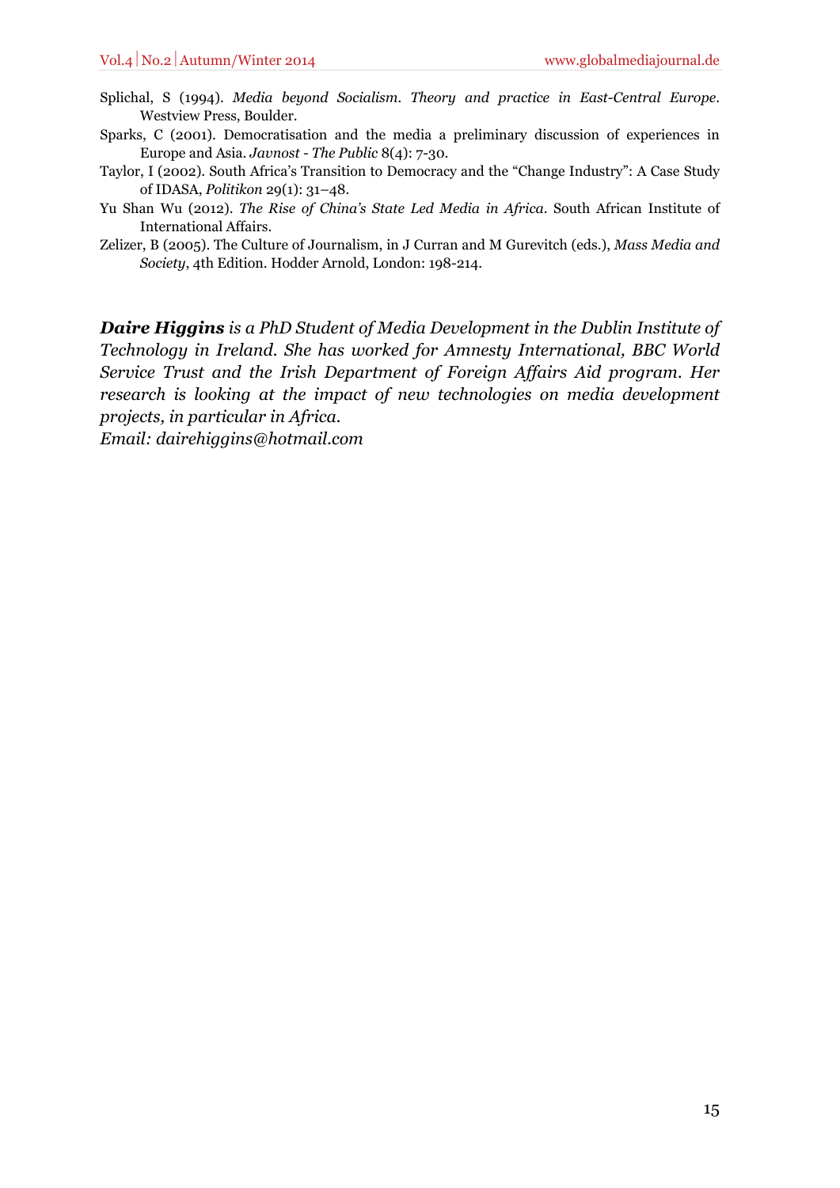Splichal, S (1994). *Media beyond Socialism. Theory and practice in East-Central Europe*. Westview Press, Boulder.

Sparks, C (2001). Democratisation and the media a preliminary discussion of experiences in Europe and Asia. *Javnost - The Public* 8(4): 7-30.

Taylor, I (2002). South Africa's Transition to Democracy and the "Change Industry": A Case Study of IDASA, *Politikon* 29(1): 31–48.

Yu Shan Wu (2012). *The Rise of China's State Led Media in Africa*. South African Institute of International Affairs.

Zelizer, B (2005). The Culture of Journalism, in J Curran and M Gurevitch (eds.), *Mass Media and Society*, 4th Edition. Hodder Arnold, London: 198-214.

***Daire Higgins*** *is a PhD Student of Media Development in the Dublin Institute of Technology in Ireland. She has worked for Amnesty International, BBC World Service Trust and the Irish Department of Foreign Affairs Aid program. Her research is looking at the impact of new technologies on media development projects, in particular in Africa.*
*Email: dairehiggins@hotmail.com*